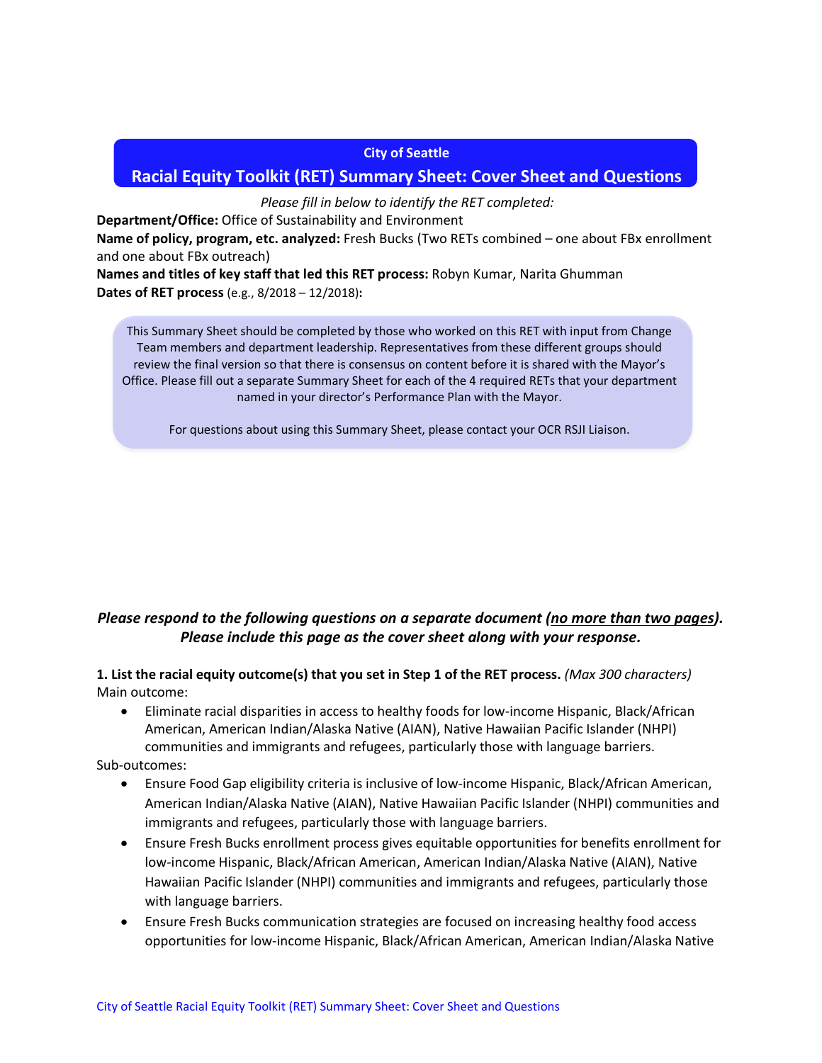City of Seattle

# Racial Equity Toolkit (RET) Summary Sheet: Cover Sheet and Questions

*Please fill in below to identify the RET completed:*

**Department/Office:** Office of Sustainability and Environment

**Name of policy, program, etc. analyzed:** Fresh Bucks (Two RETs combined – one about FBx enrollment and one about FBx outreach)

**Names and titles of key staff that led this RET process:** Robyn Kumar, Narita Ghumman

**Dates of RET process** (e.g., 8/2018 – 12/2018)**:**

> This Summary Sheet should be completed by those who worked on this RET with input from Change Team members and department leadership. Representatives from these different groups should review the final version so that there is consensus on content before it is shared with the Mayor's Office. Please fill out a separate Summary Sheet for each of the 4 required RETs that your department named in your director's Performance Plan with the Mayor.
>
> For questions about using this Summary Sheet, please contact your OCR RSJI Liaison.

***Please respond to the following questions on a separate document (no more than two pages). Please include this page as the cover sheet along with your response.***

**1. List the racial equity outcome(s) that you set in Step 1 of the RET process.** *(Max 300 characters)*

Main outcome:

- Eliminate racial disparities in access to healthy foods for low-income Hispanic, Black/African American, American Indian/Alaska Native (AIAN), Native Hawaiian Pacific Islander (NHPI) communities and immigrants and refugees, particularly those with language barriers.

Sub-outcomes:

- Ensure Food Gap eligibility criteria is inclusive of low-income Hispanic, Black/African American, American Indian/Alaska Native (AIAN), Native Hawaiian Pacific Islander (NHPI) communities and immigrants and refugees, particularly those with language barriers.
- Ensure Fresh Bucks enrollment process gives equitable opportunities for benefits enrollment for low-income Hispanic, Black/African American, American Indian/Alaska Native (AIAN), Native Hawaiian Pacific Islander (NHPI) communities and immigrants and refugees, particularly those with language barriers.
- Ensure Fresh Bucks communication strategies are focused on increasing healthy food access opportunities for low-income Hispanic, Black/African American, American Indian/Alaska Native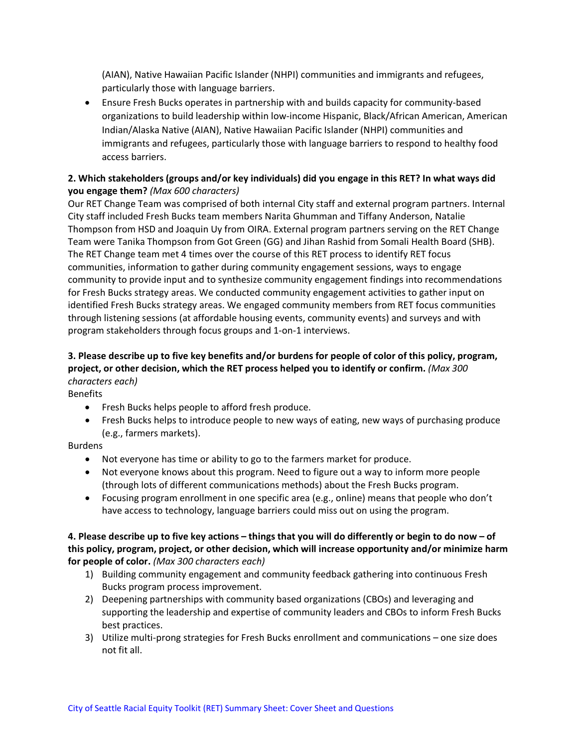(AIAN), Native Hawaiian Pacific Islander (NHPI) communities and immigrants and refugees, particularly those with language barriers.

- Ensure Fresh Bucks operates in partnership with and builds capacity for community-based organizations to build leadership within low-income Hispanic, Black/African American, American Indian/Alaska Native (AIAN), Native Hawaiian Pacific Islander (NHPI) communities and immigrants and refugees, particularly those with language barriers to respond to healthy food access barriers.

**2. Which stakeholders (groups and/or key individuals) did you engage in this RET? In what ways did you engage them?** *(Max 600 characters)*

Our RET Change Team was comprised of both internal City staff and external program partners. Internal City staff included Fresh Bucks team members Narita Ghumman and Tiffany Anderson, Natalie Thompson from HSD and Joaquin Uy from OIRA. External program partners serving on the RET Change Team were Tanika Thompson from Got Green (GG) and Jihan Rashid from Somali Health Board (SHB). The RET Change team met 4 times over the course of this RET process to identify RET focus communities, information to gather during community engagement sessions, ways to engage community to provide input and to synthesize community engagement findings into recommendations for Fresh Bucks strategy areas. We conducted community engagement activities to gather input on identified Fresh Bucks strategy areas. We engaged community members from RET focus communities through listening sessions (at affordable housing events, community events) and surveys and with program stakeholders through focus groups and 1-on-1 interviews.

**3. Please describe up to five key benefits and/or burdens for people of color of this policy, program, project, or other decision, which the RET process helped you to identify or confirm.** *(Max 300 characters each)*

Benefits

- Fresh Bucks helps people to afford fresh produce.
- Fresh Bucks helps to introduce people to new ways of eating, new ways of purchasing produce (e.g., farmers markets).

Burdens

- Not everyone has time or ability to go to the farmers market for produce.
- Not everyone knows about this program. Need to figure out a way to inform more people (through lots of different communications methods) about the Fresh Bucks program.
- Focusing program enrollment in one specific area (e.g., online) means that people who don't have access to technology, language barriers could miss out on using the program.

**4. Please describe up to five key actions – things that you will do differently or begin to do now – of this policy, program, project, or other decision, which will increase opportunity and/or minimize harm for people of color.** *(Max 300 characters each)*

1) Building community engagement and community feedback gathering into continuous Fresh Bucks program process improvement.
2) Deepening partnerships with community based organizations (CBOs) and leveraging and supporting the leadership and expertise of community leaders and CBOs to inform Fresh Bucks best practices.
3) Utilize multi-prong strategies for Fresh Bucks enrollment and communications – one size does not fit all.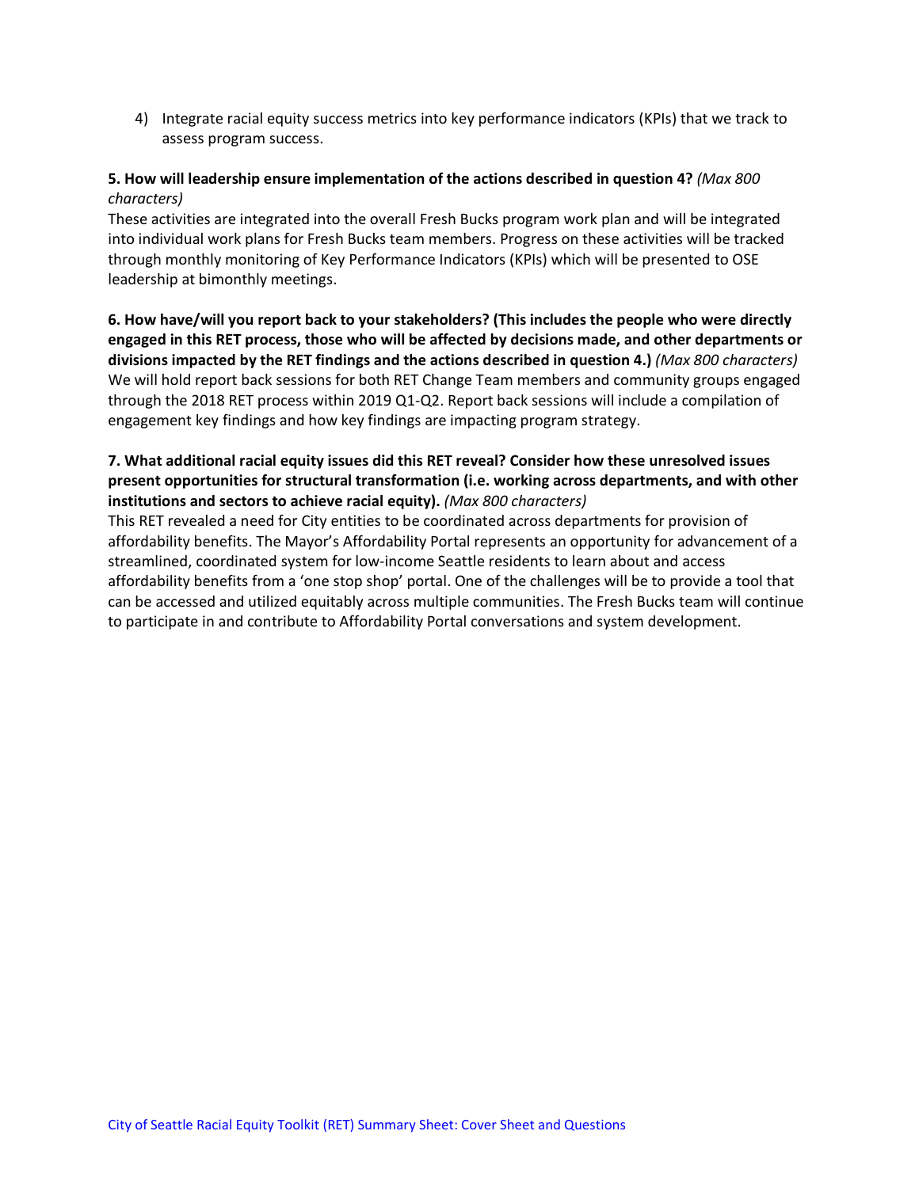4) Integrate racial equity success metrics into key performance indicators (KPIs) that we track to assess program success.

**5. How will leadership ensure implementation of the actions described in question 4?** *(Max 800 characters)*

These activities are integrated into the overall Fresh Bucks program work plan and will be integrated into individual work plans for Fresh Bucks team members. Progress on these activities will be tracked through monthly monitoring of Key Performance Indicators (KPIs) which will be presented to OSE leadership at bimonthly meetings.

**6. How have/will you report back to your stakeholders? (This includes the people who were directly engaged in this RET process, those who will be affected by decisions made, and other departments or divisions impacted by the RET findings and the actions described in question 4.)** *(Max 800 characters)*

We will hold report back sessions for both RET Change Team members and community groups engaged through the 2018 RET process within 2019 Q1-Q2. Report back sessions will include a compilation of engagement key findings and how key findings are impacting program strategy.

**7. What additional racial equity issues did this RET reveal? Consider how these unresolved issues present opportunities for structural transformation (i.e. working across departments, and with other institutions and sectors to achieve racial equity).** *(Max 800 characters)*

This RET revealed a need for City entities to be coordinated across departments for provision of affordability benefits. The Mayor's Affordability Portal represents an opportunity for advancement of a streamlined, coordinated system for low-income Seattle residents to learn about and access affordability benefits from a 'one stop shop' portal. One of the challenges will be to provide a tool that can be accessed and utilized equitably across multiple communities. The Fresh Bucks team will continue to participate in and contribute to Affordability Portal conversations and system development.